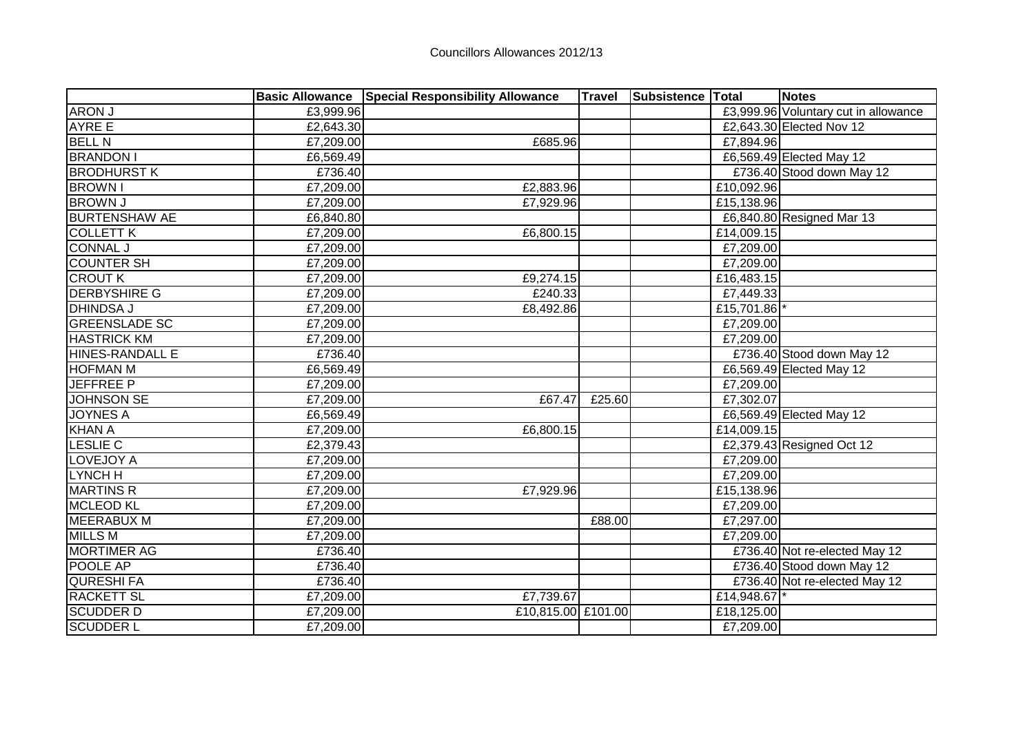Councillors Allowances 2012/13

| | Basic Allowance | Special Responsibility Allowance | Travel | Subsistence | Total | Notes |
|---|---|---|---|---|---|---|
| ARON J | £3,999.96 | | | | £3,999.96 | Voluntary cut in allowance |
| AYRE E | £2,643.30 | | | | £2,643.30 | Elected Nov 12 |
| BELL N | £7,209.00 | £685.96 | | | £7,894.96 | |
| BRANDON I | £6,569.49 | | | | £6,569.49 | Elected May 12 |
| BRODHURST K | £736.40 | | | | £736.40 | Stood down May 12 |
| BROWN I | £7,209.00 | £2,883.96 | | | £10,092.96 | |
| BROWN J | £7,209.00 | £7,929.96 | | | £15,138.96 | |
| BURTENSHAW AE | £6,840.80 | | | | £6,840.80 | Resigned Mar 13 |
| COLLETT K | £7,209.00 | £6,800.15 | | | £14,009.15 | |
| CONNAL J | £7,209.00 | | | | £7,209.00 | |
| COUNTER SH | £7,209.00 | | | | £7,209.00 | |
| CROUT K | £7,209.00 | £9,274.15 | | | £16,483.15 | |
| DERBYSHIRE G | £7,209.00 | £240.33 | | | £7,449.33 | |
| DHINDSA J | £7,209.00 | £8,492.86 | | | £15,701.86 | * |
| GREENSLADE SC | £7,209.00 | | | | £7,209.00 | |
| HASTRICK KM | £7,209.00 | | | | £7,209.00 | |
| HINES-RANDALL E | £736.40 | | | | £736.40 | Stood down May 12 |
| HOFMAN M | £6,569.49 | | | | £6,569.49 | Elected May 12 |
| JEFFREE P | £7,209.00 | | | | £7,209.00 | |
| JOHNSON SE | £7,209.00 | £67.47 | £25.60 | | £7,302.07 | |
| JOYNES A | £6,569.49 | | | | £6,569.49 | Elected May 12 |
| KHAN A | £7,209.00 | £6,800.15 | | | £14,009.15 | |
| LESLIE C | £2,379.43 | | | | £2,379.43 | Resigned Oct 12 |
| LOVEJOY A | £7,209.00 | | | | £7,209.00 | |
| LYNCH H | £7,209.00 | | | | £7,209.00 | |
| MARTINS R | £7,209.00 | £7,929.96 | | | £15,138.96 | |
| MCLEOD KL | £7,209.00 | | | | £7,209.00 | |
| MEERABUX M | £7,209.00 | | £88.00 | | £7,297.00 | |
| MILLS M | £7,209.00 | | | | £7,209.00 | |
| MORTIMER AG | £736.40 | | | | £736.40 | Not re-elected May 12 |
| POOLE AP | £736.40 | | | | £736.40 | Stood down May 12 |
| QURESHI FA | £736.40 | | | | £736.40 | Not re-elected May 12 |
| RACKETT SL | £7,209.00 | £7,739.67 | | | £14,948.67 | * |
| SCUDDER D | £7,209.00 | £10,815.00 | £101.00 | | £18,125.00 | |
| SCUDDER L | £7,209.00 | | | | £7,209.00 | |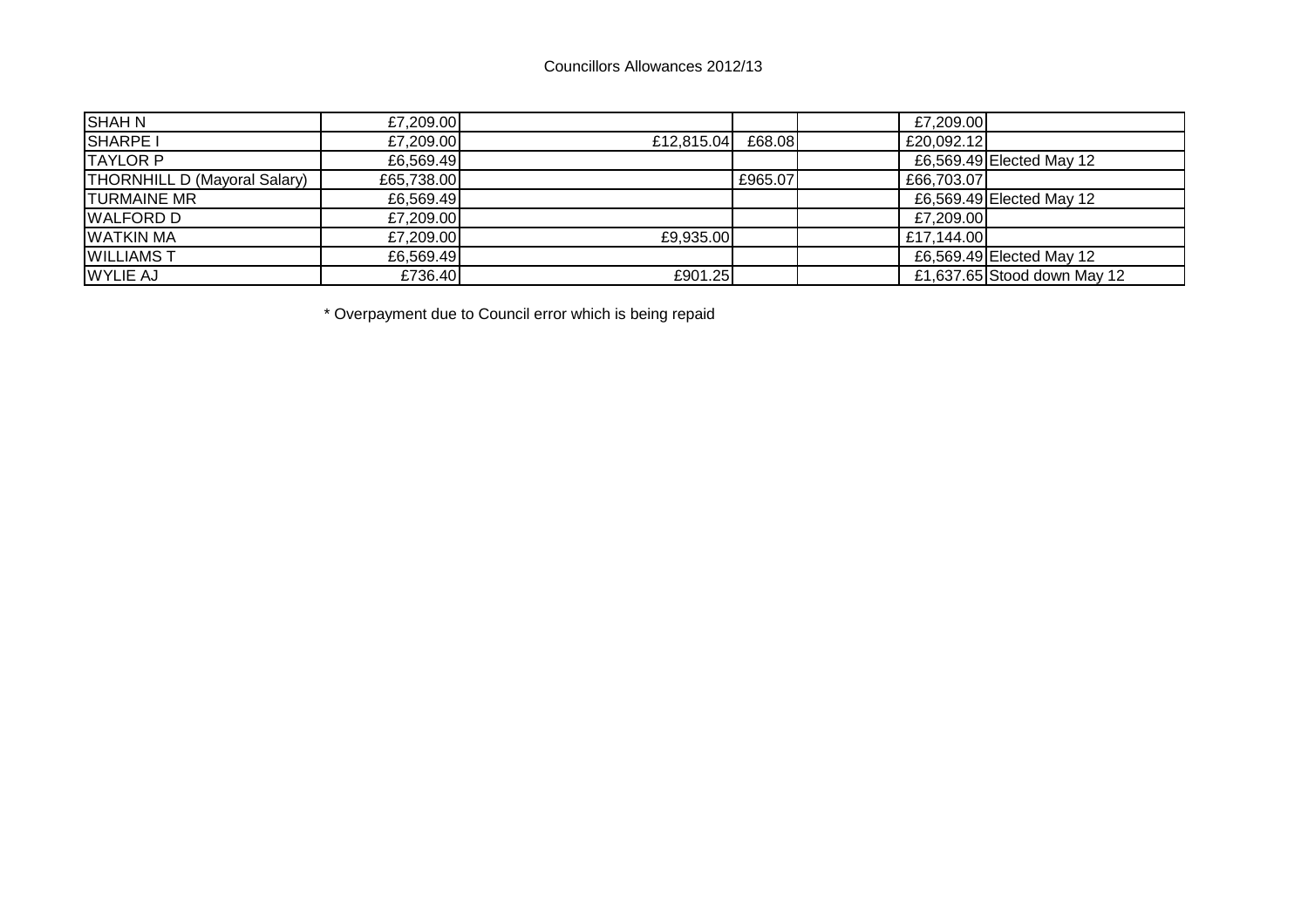Councillors Allowances 2012/13

| | | | | | | |
|---|---|---|---|---|---|---|
| SHAH N | £7,209.00 | | | | £7,209.00 | |
| SHARPE I | £7,209.00 | £12,815.04 | £68.08 | | £20,092.12 | |
| TAYLOR P | £6,569.49 | | | | £6,569.49 | Elected May 12 |
| THORNHILL D (Mayoral Salary) | £65,738.00 | | £965.07 | | £66,703.07 | |
| TURMAINE MR | £6,569.49 | | | | £6,569.49 | Elected May 12 |
| WALFORD D | £7,209.00 | | | | £7,209.00 | |
| WATKIN MA | £7,209.00 | £9,935.00 | | | £17,144.00 | |
| WILLIAMS T | £6,569.49 | | | | £6,569.49 | Elected May 12 |
| WYLIE AJ | £736.40 | £901.25 | | | £1,637.65 | Stood down May 12 |

* Overpayment due to Council error which is being repaid